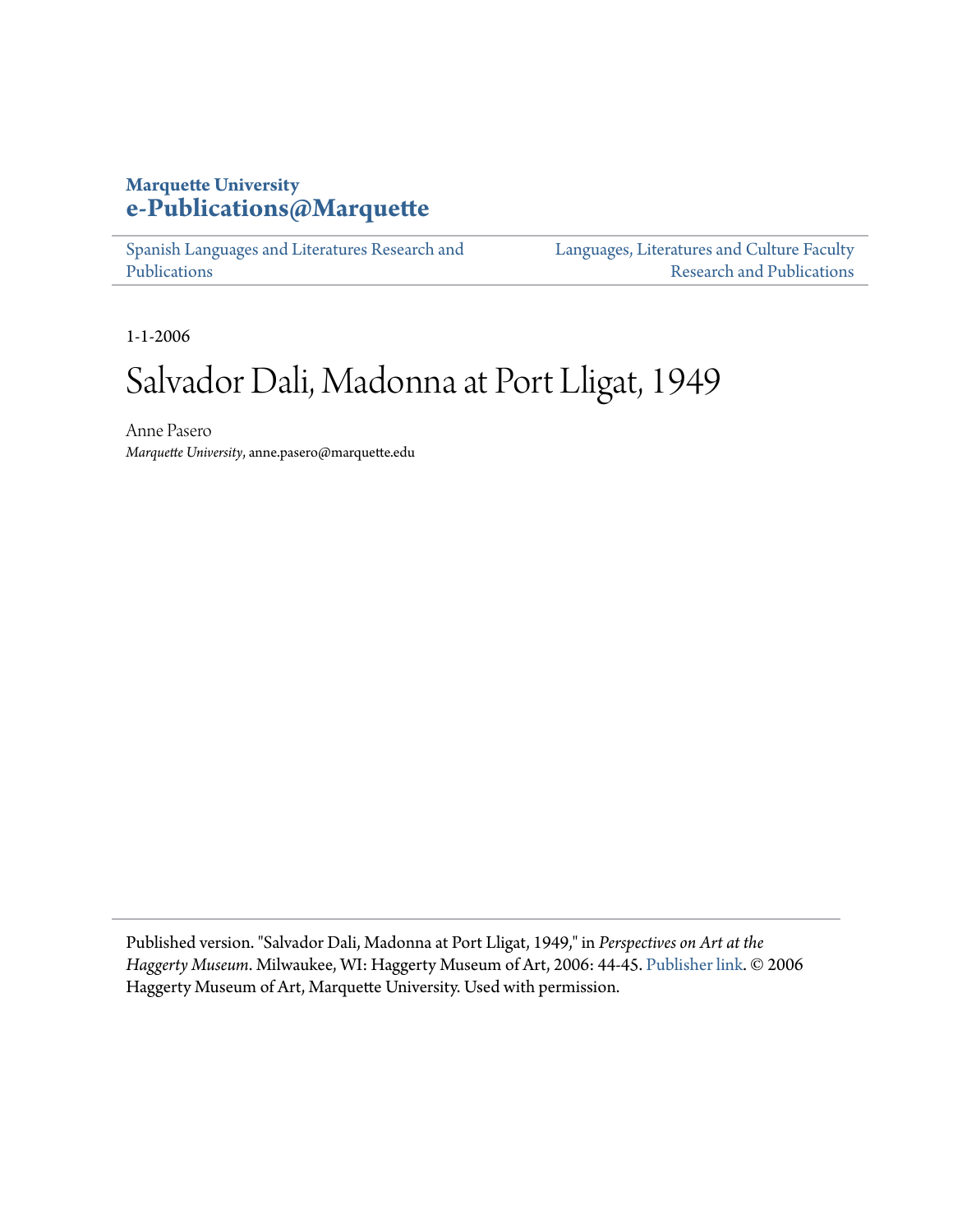**Marquette University**
**e-Publications@Marquette**

Spanish Languages and Literatures Research and Publications | Languages, Literatures and Culture Faculty Research and Publications

1-1-2006

# Salvador Dali, Madonna at Port Lligat, 1949

Anne Pasero
*Marquette University*, anne.pasero@marquette.edu

Published version. "Salvador Dali, Madonna at Port Lligat, 1949," in *Perspectives on Art at the Haggerty Museum*. Milwaukee, WI: Haggerty Museum of Art, 2006: 44-45. Publisher link. © 2006 Haggerty Museum of Art, Marquette University. Used with permission.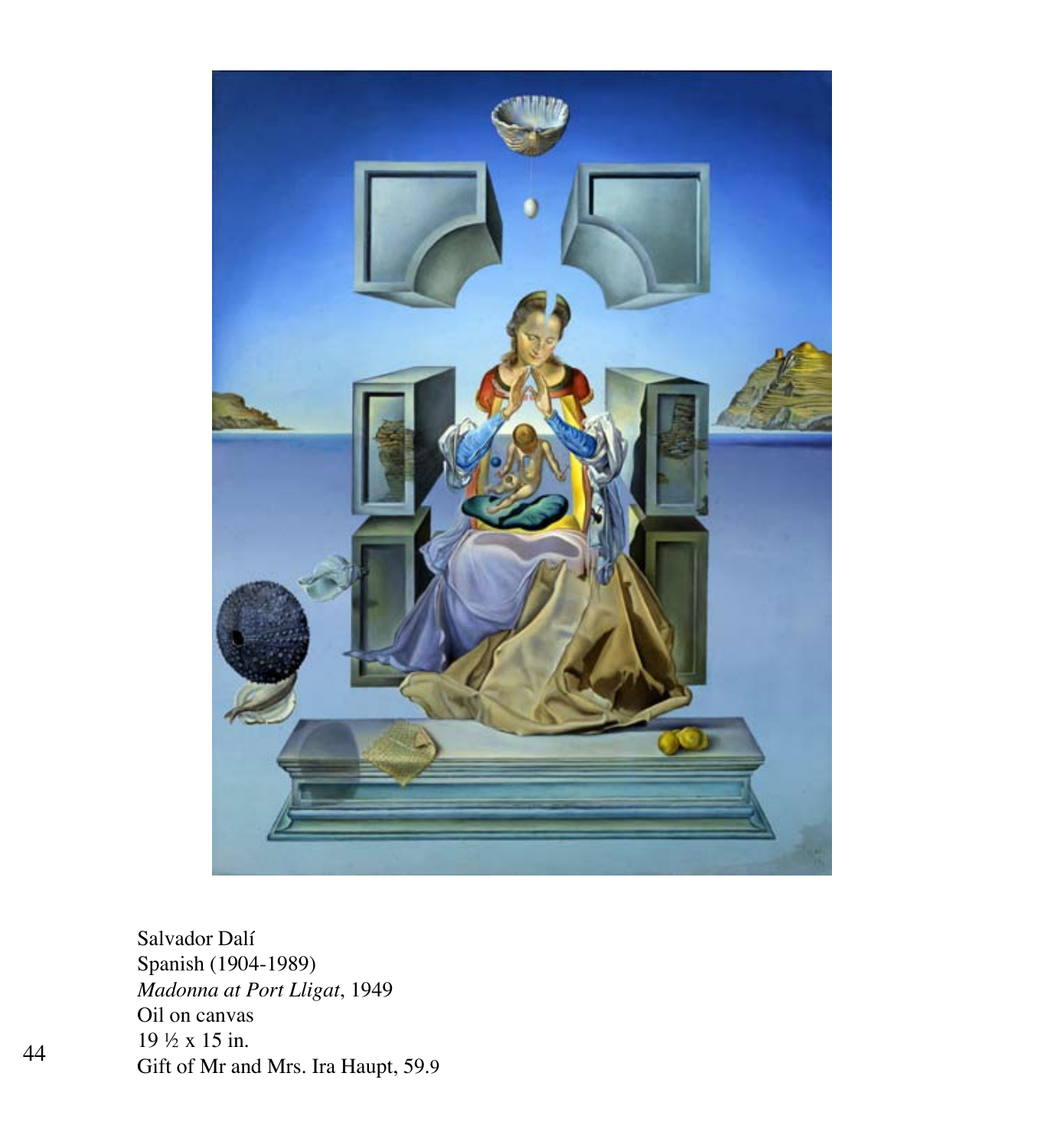Salvador Dalí
Spanish (1904-1989)
*Madonna at Port Lligat*, 1949
Oil on canvas
19 ½ x 15 in.
Gift of Mr and Mrs. Ira Haupt, 59.9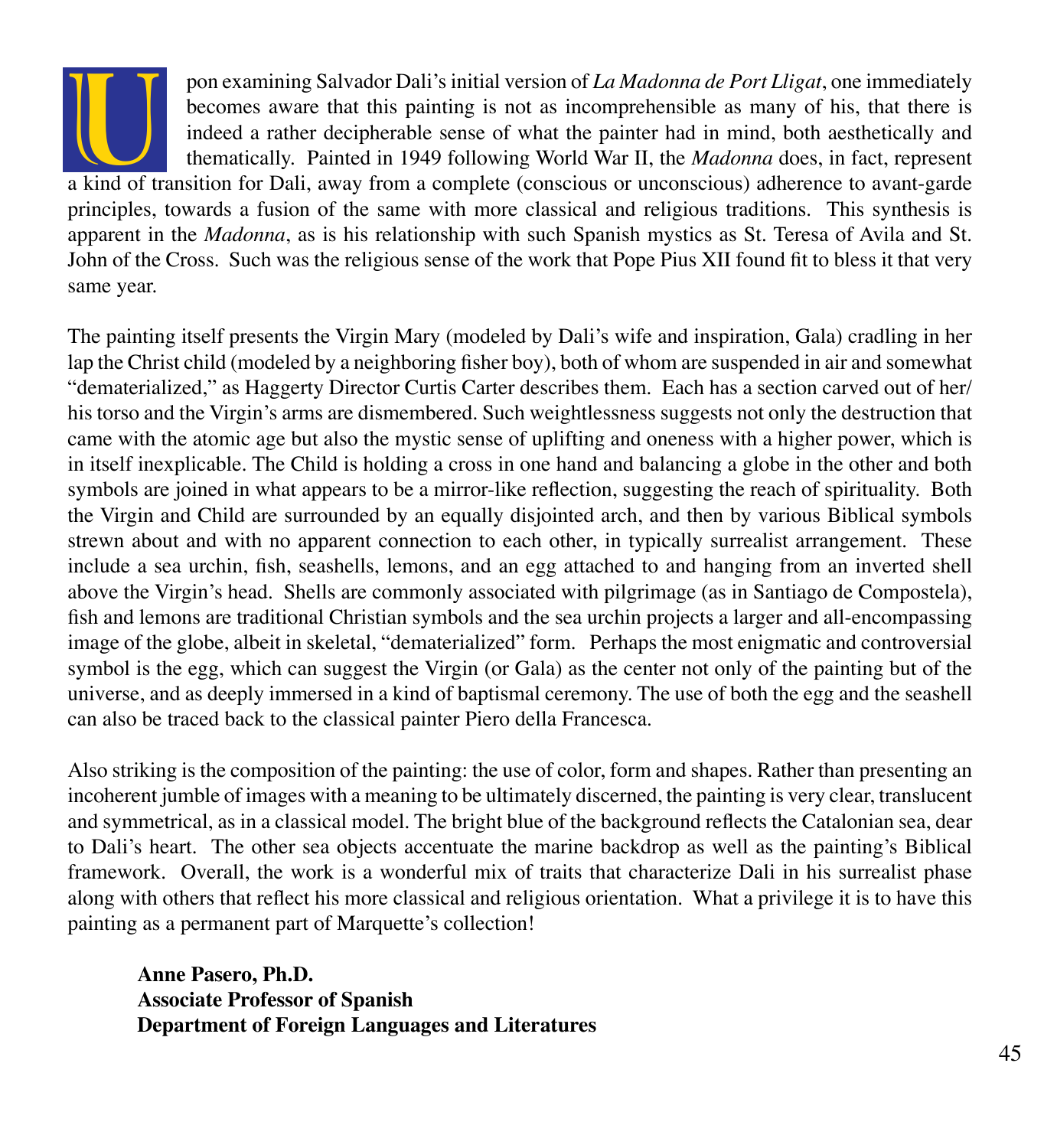Upon examining Salvador Dali's initial version of *La Madonna de Port Lligat*, one immediately becomes aware that this painting is not as incomprehensible as many of his, that there is indeed a rather decipherable sense of what the painter had in mind, both aesthetically and thematically. Painted in 1949 following World War II, the *Madonna* does, in fact, represent a kind of transition for Dali, away from a complete (conscious or unconscious) adherence to avant-garde principles, towards a fusion of the same with more classical and religious traditions. This synthesis is apparent in the *Madonna*, as is his relationship with such Spanish mystics as St. Teresa of Avila and St. John of the Cross. Such was the religious sense of the work that Pope Pius XII found fit to bless it that very same year.

The painting itself presents the Virgin Mary (modeled by Dali's wife and inspiration, Gala) cradling in her lap the Christ child (modeled by a neighboring fisher boy), both of whom are suspended in air and somewhat "dematerialized," as Haggerty Director Curtis Carter describes them. Each has a section carved out of her/his torso and the Virgin's arms are dismembered. Such weightlessness suggests not only the destruction that came with the atomic age but also the mystic sense of uplifting and oneness with a higher power, which is in itself inexplicable. The Child is holding a cross in one hand and balancing a globe in the other and both symbols are joined in what appears to be a mirror-like reflection, suggesting the reach of spirituality. Both the Virgin and Child are surrounded by an equally disjointed arch, and then by various Biblical symbols strewn about and with no apparent connection to each other, in typically surrealist arrangement. These include a sea urchin, fish, seashells, lemons, and an egg attached to and hanging from an inverted shell above the Virgin's head. Shells are commonly associated with pilgrimage (as in Santiago de Compostela), fish and lemons are traditional Christian symbols and the sea urchin projects a larger and all-encompassing image of the globe, albeit in skeletal, "dematerialized" form. Perhaps the most enigmatic and controversial symbol is the egg, which can suggest the Virgin (or Gala) as the center not only of the painting but of the universe, and as deeply immersed in a kind of baptismal ceremony. The use of both the egg and the seashell can also be traced back to the classical painter Piero della Francesca.

Also striking is the composition of the painting: the use of color, form and shapes. Rather than presenting an incoherent jumble of images with a meaning to be ultimately discerned, the painting is very clear, translucent and symmetrical, as in a classical model. The bright blue of the background reflects the Catalonian sea, dear to Dali's heart. The other sea objects accentuate the marine backdrop as well as the painting's Biblical framework. Overall, the work is a wonderful mix of traits that characterize Dali in his surrealist phase along with others that reflect his more classical and religious orientation. What a privilege it is to have this painting as a permanent part of Marquette's collection!

**Anne Pasero, Ph.D.**
**Associate Professor of Spanish**
**Department of Foreign Languages and Literatures**